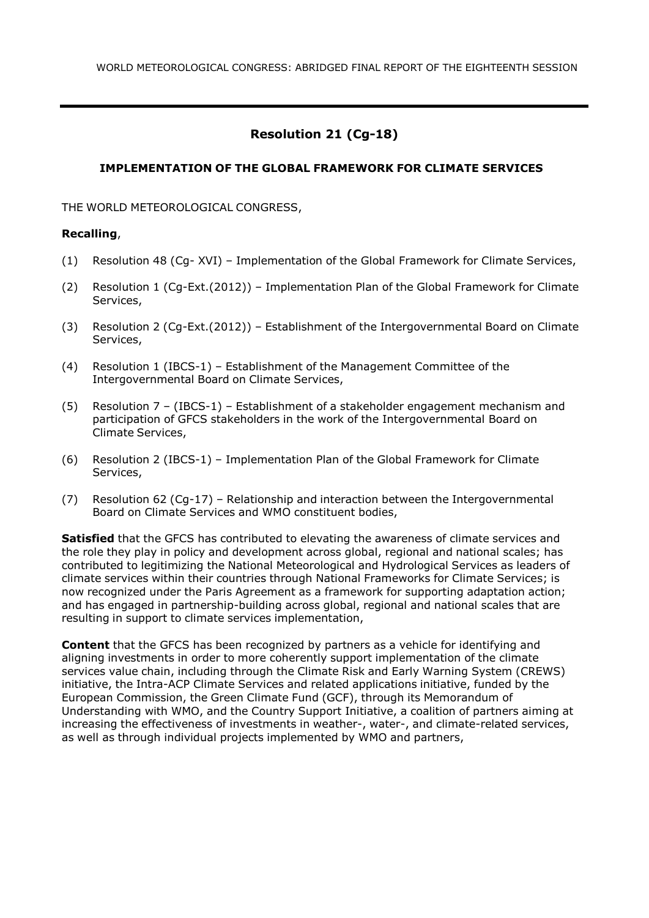# Resolution 21 (Cg-18)

## IMPLEMENTATION OF THE GLOBAL FRAMEWORK FOR CLIMATE SERVICES

THE WORLD METEOROLOGICAL CONGRESS,

**Recalling**,

(1) Resolution 48 (Cg- XVI) – Implementation of the Global Framework for Climate Services,

(2) Resolution 1 (Cg-Ext.(2012)) – Implementation Plan of the Global Framework for Climate Services,

(3) Resolution 2 (Cg-Ext.(2012)) – Establishment of the Intergovernmental Board on Climate Services,

(4) Resolution 1 (IBCS-1) – Establishment of the Management Committee of the Intergovernmental Board on Climate Services,

(5) Resolution 7 – (IBCS-1) – Establishment of a stakeholder engagement mechanism and participation of GFCS stakeholders in the work of the Intergovernmental Board on Climate Services,

(6) Resolution 2 (IBCS-1) – Implementation Plan of the Global Framework for Climate Services,

(7) Resolution 62 (Cg-17) – Relationship and interaction between the Intergovernmental Board on Climate Services and WMO constituent bodies,

**Satisfied** that the GFCS has contributed to elevating the awareness of climate services and the role they play in policy and development across global, regional and national scales; has contributed to legitimizing the National Meteorological and Hydrological Services as leaders of climate services within their countries through National Frameworks for Climate Services; is now recognized under the Paris Agreement as a framework for supporting adaptation action; and has engaged in partnership-building across global, regional and national scales that are resulting in support to climate services implementation,

**Content** that the GFCS has been recognized by partners as a vehicle for identifying and aligning investments in order to more coherently support implementation of the climate services value chain, including through the Climate Risk and Early Warning System (CREWS) initiative, the Intra-ACP Climate Services and related applications initiative, funded by the European Commission, the Green Climate Fund (GCF), through its Memorandum of Understanding with WMO, and the Country Support Initiative, a coalition of partners aiming at increasing the effectiveness of investments in weather-, water-, and climate-related services, as well as through individual projects implemented by WMO and partners,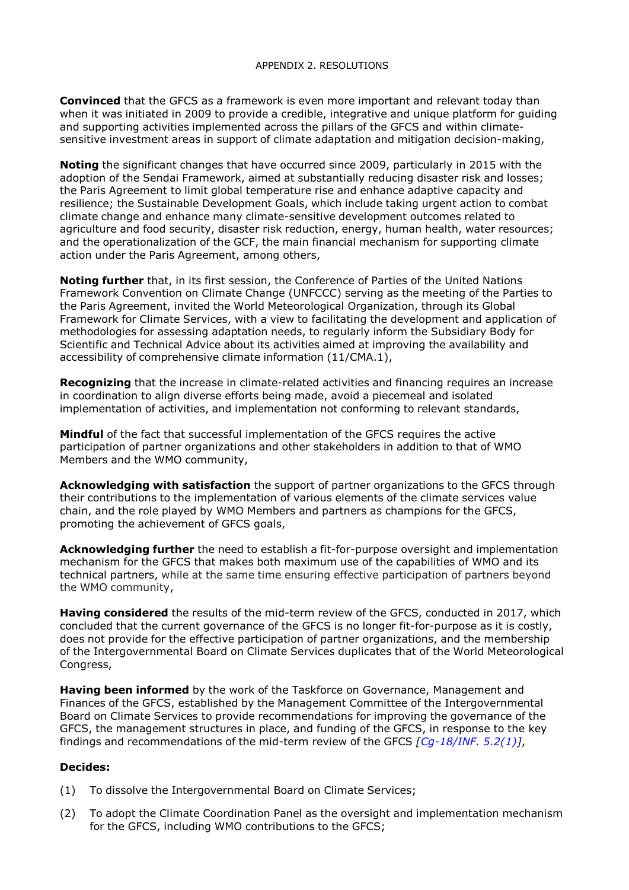**Convinced** that the GFCS as a framework is even more important and relevant today than when it was initiated in 2009 to provide a credible, integrative and unique platform for guiding and supporting activities implemented across the pillars of the GFCS and within climate-sensitive investment areas in support of climate adaptation and mitigation decision-making,

**Noting** the significant changes that have occurred since 2009, particularly in 2015 with the adoption of the Sendai Framework, aimed at substantially reducing disaster risk and losses; the Paris Agreement to limit global temperature rise and enhance adaptive capacity and resilience; the Sustainable Development Goals, which include taking urgent action to combat climate change and enhance many climate-sensitive development outcomes related to agriculture and food security, disaster risk reduction, energy, human health, water resources; and the operationalization of the GCF, the main financial mechanism for supporting climate action under the Paris Agreement, among others,

**Noting further** that, in its first session, the Conference of Parties of the United Nations Framework Convention on Climate Change (UNFCCC) serving as the meeting of the Parties to the Paris Agreement, invited the World Meteorological Organization, through its Global Framework for Climate Services, with a view to facilitating the development and application of methodologies for assessing adaptation needs, to regularly inform the Subsidiary Body for Scientific and Technical Advice about its activities aimed at improving the availability and accessibility of comprehensive climate information (11/CMA.1),

**Recognizing** that the increase in climate-related activities and financing requires an increase in coordination to align diverse efforts being made, avoid a piecemeal and isolated implementation of activities, and implementation not conforming to relevant standards,

**Mindful** of the fact that successful implementation of the GFCS requires the active participation of partner organizations and other stakeholders in addition to that of WMO Members and the WMO community,

**Acknowledging with satisfaction** the support of partner organizations to the GFCS through their contributions to the implementation of various elements of the climate services value chain, and the role played by WMO Members and partners as champions for the GFCS, promoting the achievement of GFCS goals,

**Acknowledging further** the need to establish a fit-for-purpose oversight and implementation mechanism for the GFCS that makes both maximum use of the capabilities of WMO and its technical partners, while at the same time ensuring effective participation of partners beyond the WMO community,

**Having considered** the results of the mid-term review of the GFCS, conducted in 2017, which concluded that the current governance of the GFCS is no longer fit-for-purpose as it is costly, does not provide for the effective participation of partner organizations, and the membership of the Intergovernmental Board on Climate Services duplicates that of the World Meteorological Congress,

**Having been informed** by the work of the Taskforce on Governance, Management and Finances of the GFCS, established by the Management Committee of the Intergovernmental Board on Climate Services to provide recommendations for improving the governance of the GFCS, the management structures in place, and funding of the GFCS, in response to the key findings and recommendations of the mid-term review of the GFCS *[Cg-18/INF. 5.2(1)]*,

**Decides:**

(1) To dissolve the Intergovernmental Board on Climate Services;

(2) To adopt the Climate Coordination Panel as the oversight and implementation mechanism for the GFCS, including WMO contributions to the GFCS;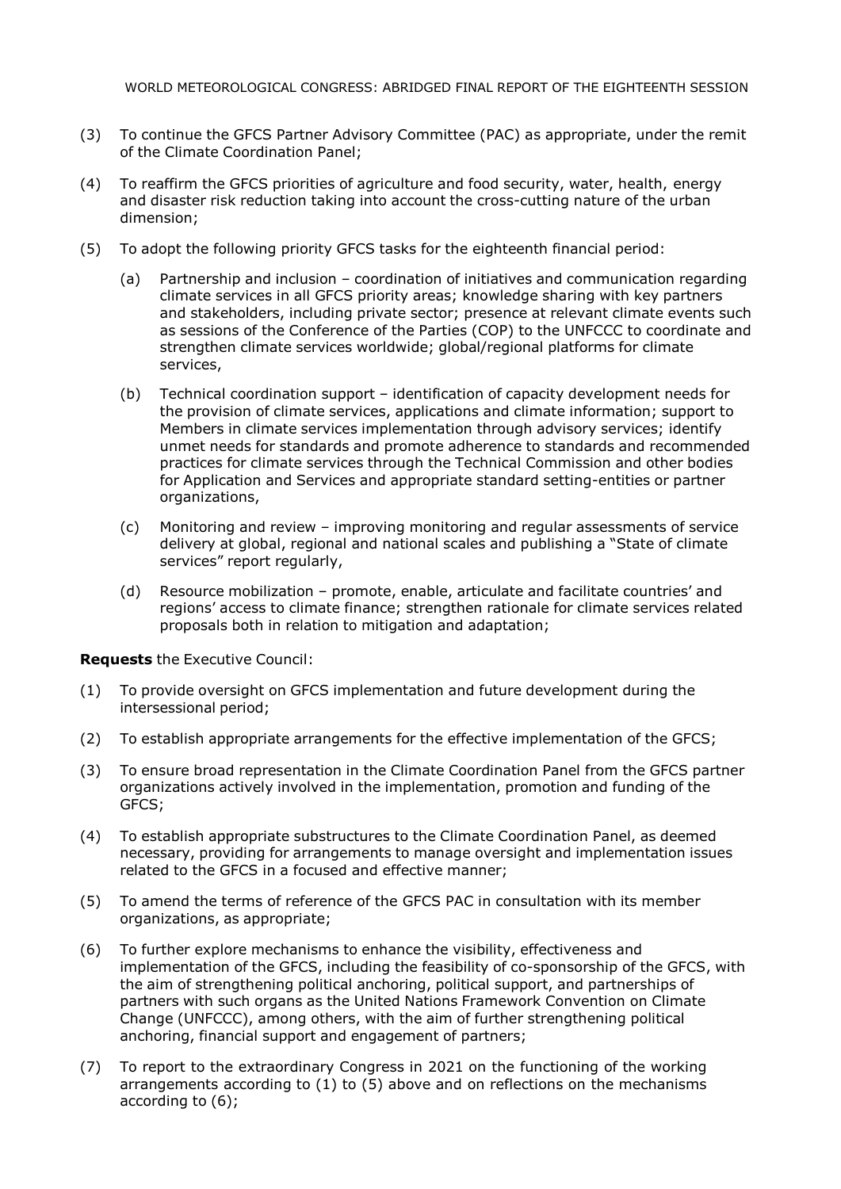(3) To continue the GFCS Partner Advisory Committee (PAC) as appropriate, under the remit of the Climate Coordination Panel;

(4) To reaffirm the GFCS priorities of agriculture and food security, water, health, energy and disaster risk reduction taking into account the cross-cutting nature of the urban dimension;

(5) To adopt the following priority GFCS tasks for the eighteenth financial period:

   (a) Partnership and inclusion – coordination of initiatives and communication regarding climate services in all GFCS priority areas; knowledge sharing with key partners and stakeholders, including private sector; presence at relevant climate events such as sessions of the Conference of the Parties (COP) to the UNFCCC to coordinate and strengthen climate services worldwide; global/regional platforms for climate services,

   (b) Technical coordination support – identification of capacity development needs for the provision of climate services, applications and climate information; support to Members in climate services implementation through advisory services; identify unmet needs for standards and promote adherence to standards and recommended practices for climate services through the Technical Commission and other bodies for Application and Services and appropriate standard setting-entities or partner organizations,

   (c) Monitoring and review – improving monitoring and regular assessments of service delivery at global, regional and national scales and publishing a "State of climate services" report regularly,

   (d) Resource mobilization – promote, enable, articulate and facilitate countries' and regions' access to climate finance; strengthen rationale for climate services related proposals both in relation to mitigation and adaptation;

**Requests** the Executive Council:

(1) To provide oversight on GFCS implementation and future development during the intersessional period;

(2) To establish appropriate arrangements for the effective implementation of the GFCS;

(3) To ensure broad representation in the Climate Coordination Panel from the GFCS partner organizations actively involved in the implementation, promotion and funding of the GFCS;

(4) To establish appropriate substructures to the Climate Coordination Panel, as deemed necessary, providing for arrangements to manage oversight and implementation issues related to the GFCS in a focused and effective manner;

(5) To amend the terms of reference of the GFCS PAC in consultation with its member organizations, as appropriate;

(6) To further explore mechanisms to enhance the visibility, effectiveness and implementation of the GFCS, including the feasibility of co-sponsorship of the GFCS, with the aim of strengthening political anchoring, political support, and partnerships of partners with such organs as the United Nations Framework Convention on Climate Change (UNFCCC), among others, with the aim of further strengthening political anchoring, financial support and engagement of partners;

(7) To report to the extraordinary Congress in 2021 on the functioning of the working arrangements according to (1) to (5) above and on reflections on the mechanisms according to (6);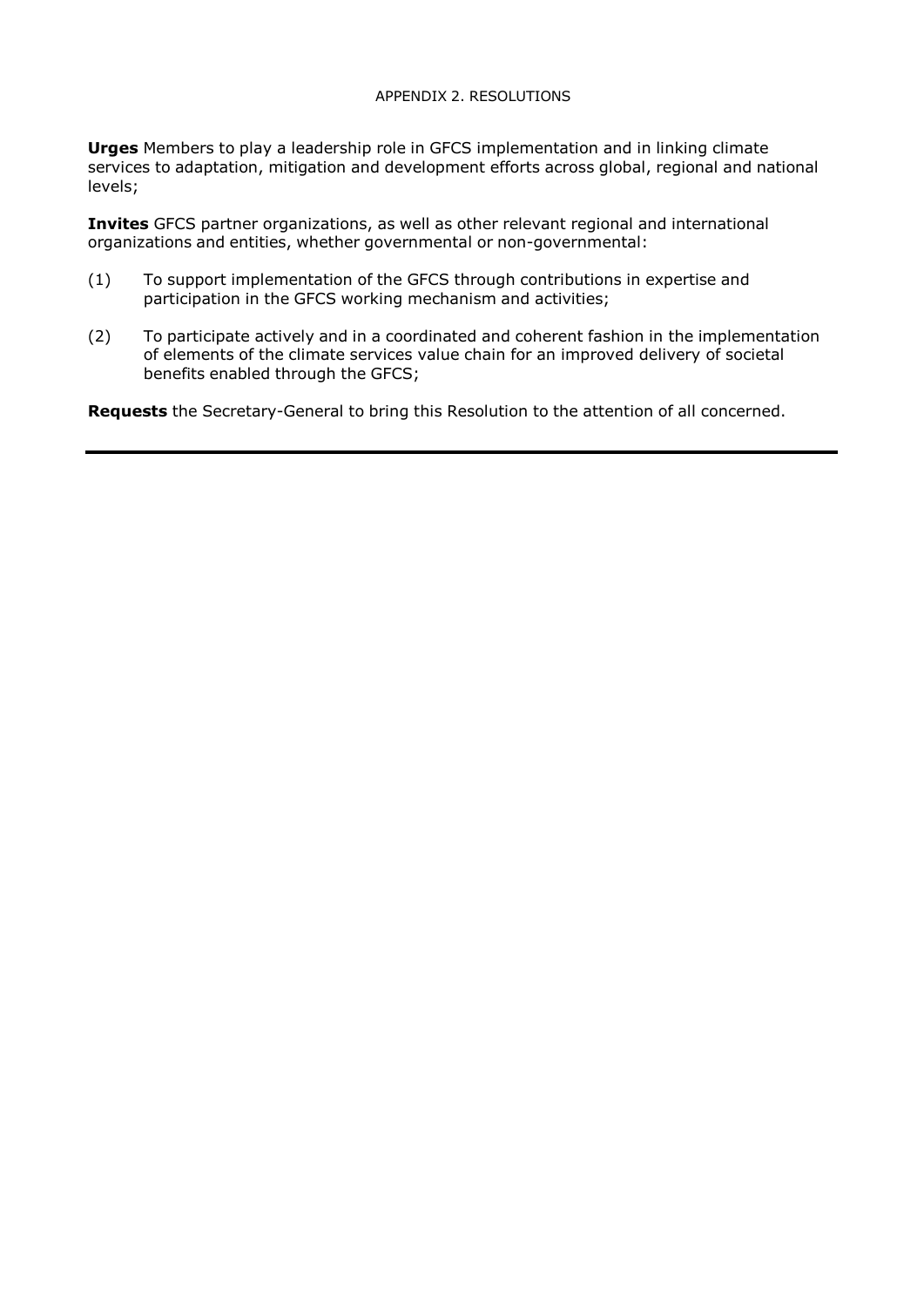**Urges** Members to play a leadership role in GFCS implementation and in linking climate services to adaptation, mitigation and development efforts across global, regional and national levels;

**Invites** GFCS partner organizations, as well as other relevant regional and international organizations and entities, whether governmental or non-governmental:

(1) To support implementation of the GFCS through contributions in expertise and participation in the GFCS working mechanism and activities;

(2) To participate actively and in a coordinated and coherent fashion in the implementation of elements of the climate services value chain for an improved delivery of societal benefits enabled through the GFCS;

**Requests** the Secretary-General to bring this Resolution to the attention of all concerned.

---